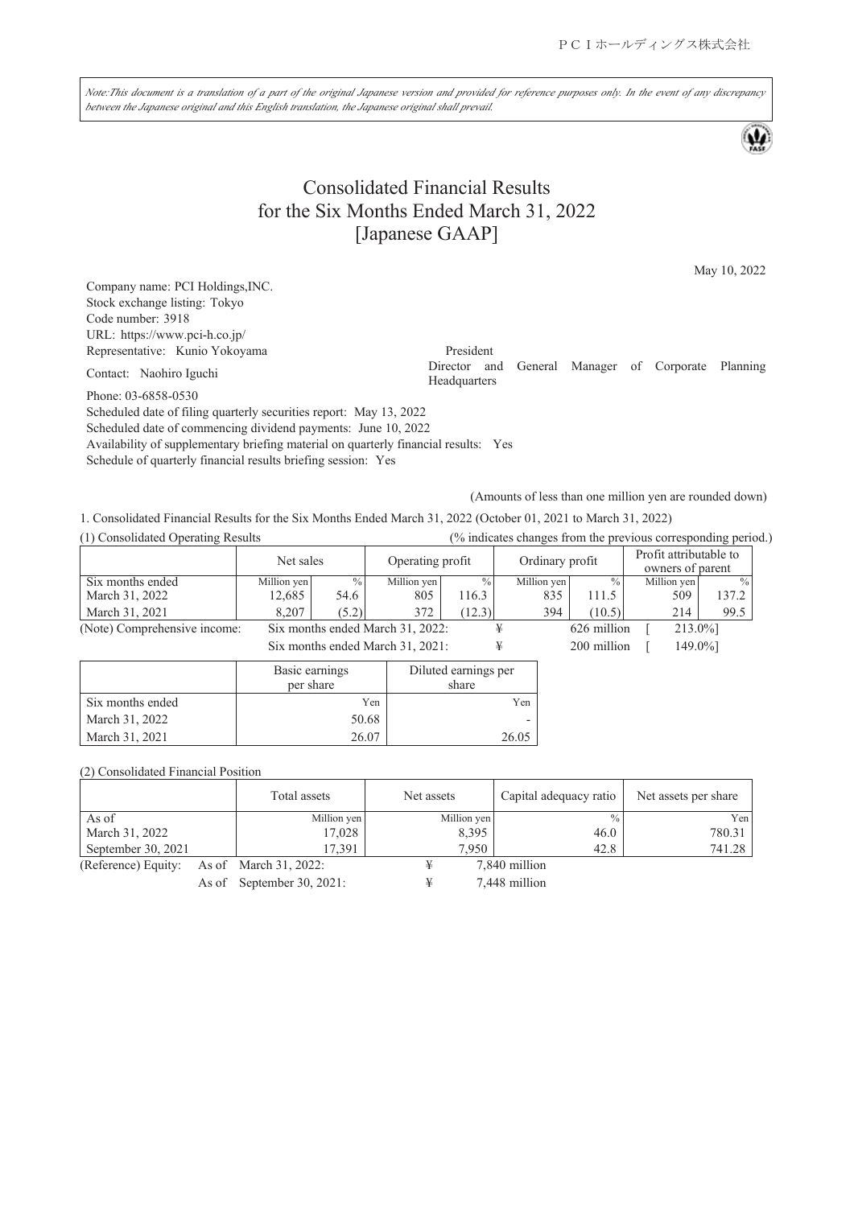ＰＣＩホールディングス株式会社

*Note:This document is a translation of a part of the original Japanese version and provided for reference purposes only. In the event of any discrepancy between the Japanese original and this English translation, the Japanese original shall prevail.*

# Consolidated Financial Results for the Six Months Ended March 31, 2022 [Japanese GAAP]

May 10, 2022

Company name: PCI Holdings,INC.
Stock exchange listing: Tokyo
Code number: 3918
URL: https://www.pci-h.co.jp/
Representative: Kunio Yokoyama President
Contact: Naohiro Iguchi Director and General Manager of Corporate Planning Headquarters
Phone: 03-6858-0530
Scheduled date of filing quarterly securities report: May 13, 2022
Scheduled date of commencing dividend payments: June 10, 2022
Availability of supplementary briefing material on quarterly financial results: Yes
Schedule of quarterly financial results briefing session: Yes

(Amounts of less than one million yen are rounded down)

1. Consolidated Financial Results for the Six Months Ended March 31, 2022 (October 01, 2021 to March 31, 2022)

(1) Consolidated Operating Results (% indicates changes from the previous corresponding period.)

| | Net sales | | Operating profit | | Ordinary profit | | Profit attributable to owners of parent | |
|---|---|---|---|---|---|---|---|---|
| Six months ended | Million yen | % | Million yen | % | Million yen | % | Million yen | % |
| March 31, 2022 | 12,685 | 54.6 | 805 | 116.3 | 835 | 111.5 | 509 | 137.2 |
| March 31, 2021 | 8,207 | (5.2) | 372 | (12.3) | 394 | (10.5) | 214 | 99.5 |

(Note) Comprehensive income: Six months ended March 31, 2022: ¥ 626 million [ 213.0%]
Six months ended March 31, 2021: ¥ 200 million [ 149.0%]

| | Basic earnings per share | Diluted earnings per share |
|---|---|---|
| Six months ended | Yen | Yen |
| March 31, 2022 | 50.68 | - |
| March 31, 2021 | 26.07 | 26.05 |

(2) Consolidated Financial Position

| | Total assets | Net assets | Capital adequacy ratio | Net assets per share |
|---|---|---|---|---|
| As of | Million yen | Million yen | % | Yen |
| March 31, 2022 | 17,028 | 8,395 | 46.0 | 780.31 |
| September 30, 2021 | 17,391 | 7,950 | 42.8 | 741.28 |

(Reference) Equity: As of March 31, 2022: ¥ 7,840 million
As of September 30, 2021: ¥ 7,448 million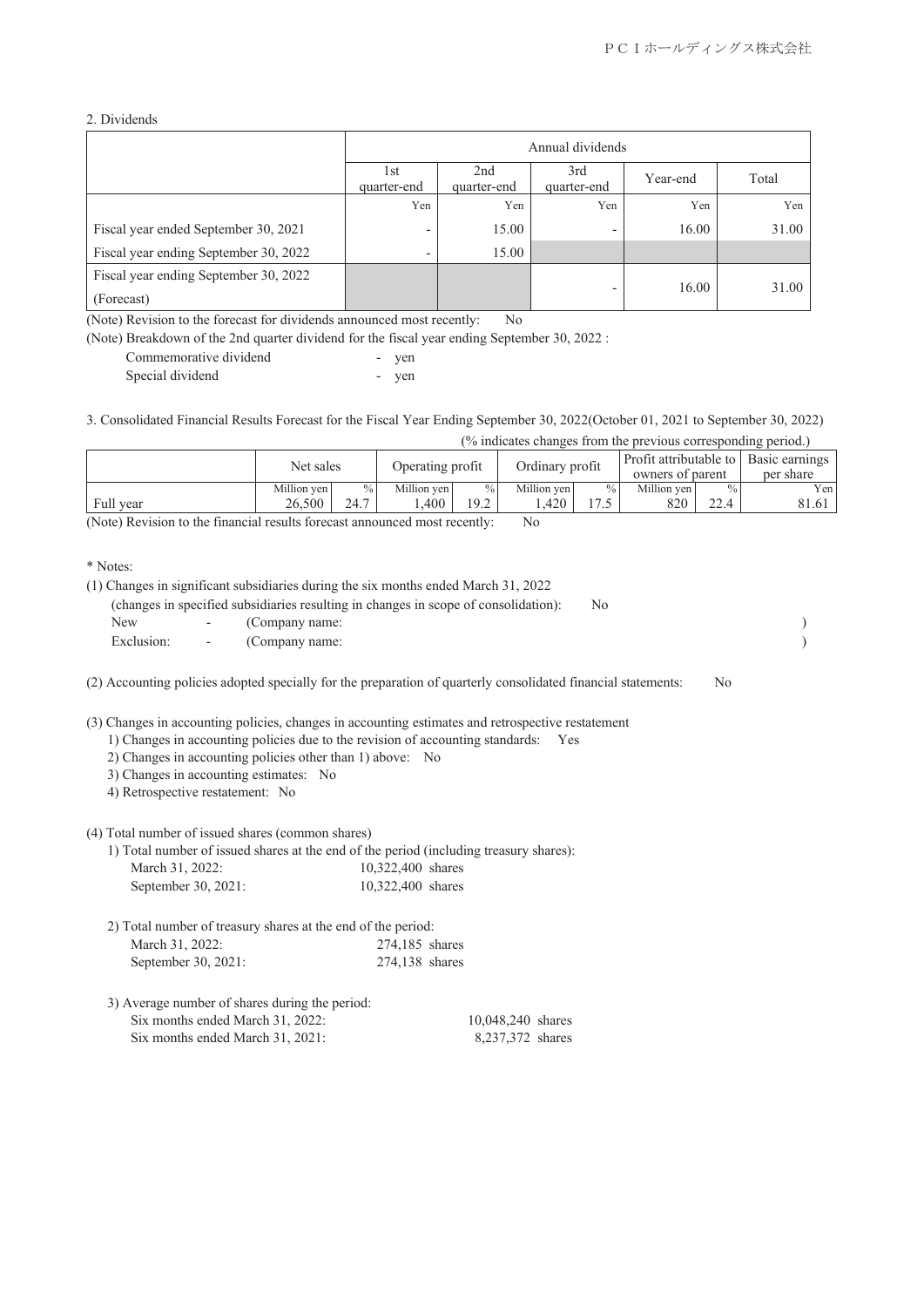## 2. Dividends

| | Annual dividends | | | | |
|---|---|---|---|---|---|
| | 1st quarter-end | 2nd quarter-end | 3rd quarter-end | Year-end | Total |
| | Yen | Yen | Yen | Yen | Yen |
| Fiscal year ended September 30, 2021 | - | 15.00 | - | 16.00 | 31.00 |
| Fiscal year ending September 30, 2022 | - | 15.00 | | | |
| Fiscal year ending September 30, 2022 (Forecast) | | | - | 16.00 | 31.00 |

(Note) Revision to the forecast for dividends announced most recently: No

(Note) Breakdown of the 2nd quarter dividend for the fiscal year ending September 30, 2022 :

Commemorative dividend - yen

Special dividend - yen

## 3. Consolidated Financial Results Forecast for the Fiscal Year Ending September 30, 2022(October 01, 2021 to September 30, 2022)

(% indicates changes from the previous corresponding period.)

| | Net sales | | Operating profit | | Ordinary profit | | Profit attributable to owners of parent | | Basic earnings per share |
|---|---|---|---|---|---|---|---|---|---|
| | Million yen | % | Million yen | % | Million yen | % | Million yen | % | Yen |
| Full year | 26,500 | 24.7 | 1,400 | 19.2 | 1,420 | 17.5 | 820 | 22.4 | 81.61 |

(Note) Revision to the financial results forecast announced most recently: No

\* Notes:

(1) Changes in significant subsidiaries during the six months ended March 31, 2022
(changes in specified subsidiaries resulting in changes in scope of consolidation): No

New - (Company name: )

Exclusion: - (Company name: )

(2) Accounting policies adopted specially for the preparation of quarterly consolidated financial statements: No

(3) Changes in accounting policies, changes in accounting estimates and retrospective restatement

1) Changes in accounting policies due to the revision of accounting standards: Yes

2) Changes in accounting policies other than 1) above: No

3) Changes in accounting estimates: No

4) Retrospective restatement: No

(4) Total number of issued shares (common shares)

1) Total number of issued shares at the end of the period (including treasury shares):

March 31, 2022: 10,322,400 shares

September 30, 2021: 10,322,400 shares

2) Total number of treasury shares at the end of the period:

March 31, 2022: 274,185 shares

September 30, 2021: 274,138 shares

3) Average number of shares during the period:

Six months ended March 31, 2022: 10,048,240 shares

Six months ended March 31, 2021: 8,237,372 shares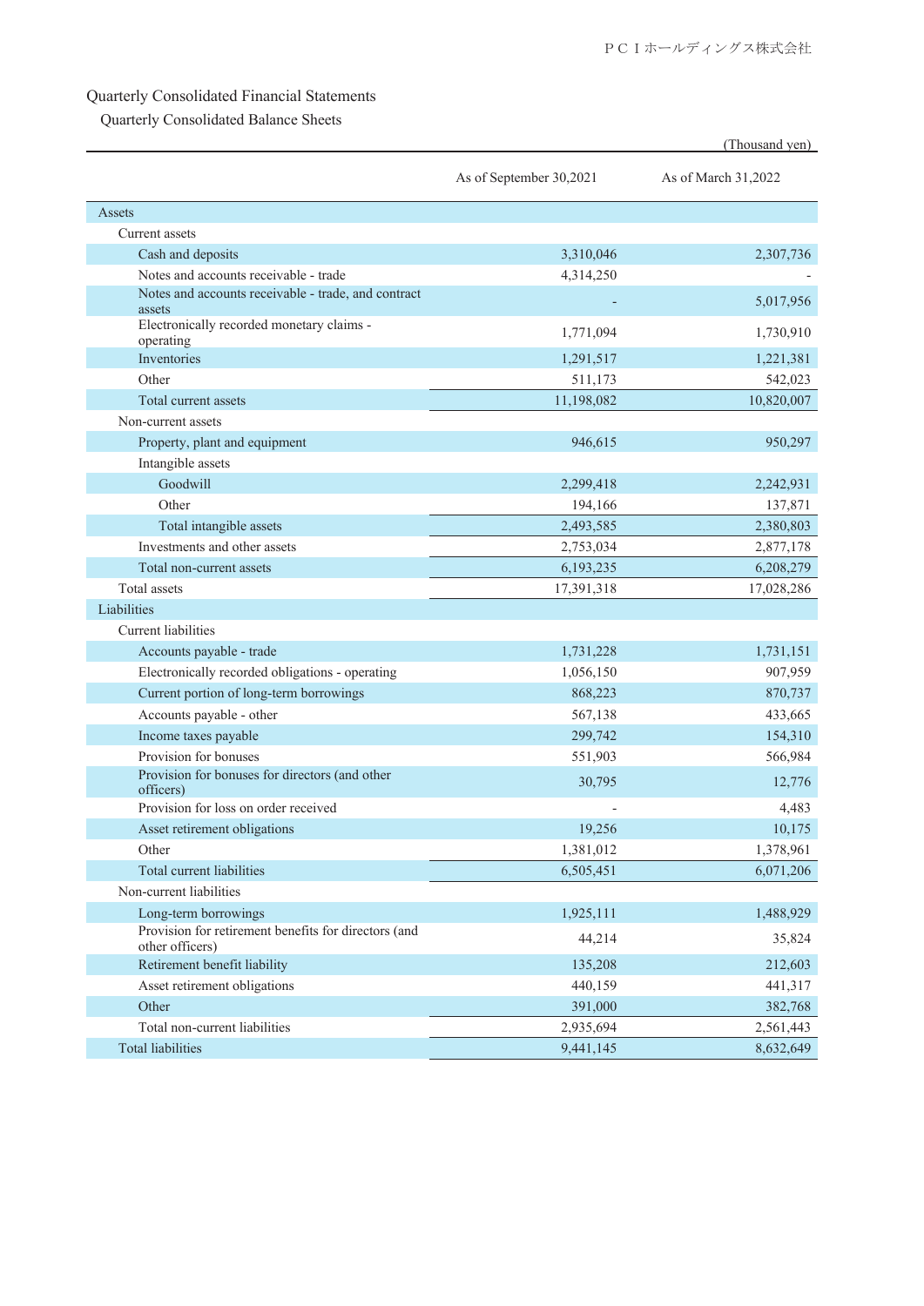# Quarterly Consolidated Financial Statements

## Quarterly Consolidated Balance Sheets

(Thousand yen)

| | As of September 30,2021 | As of March 31,2022 |
|---|---|---|
| Assets | | |
| Current assets | | |
| Cash and deposits | 3,310,046 | 2,307,736 |
| Notes and accounts receivable - trade | 4,314,250 | - |
| Notes and accounts receivable - trade, and contract assets | - | 5,017,956 |
| Electronically recorded monetary claims - operating | 1,771,094 | 1,730,910 |
| Inventories | 1,291,517 | 1,221,381 |
| Other | 511,173 | 542,023 |
| Total current assets | 11,198,082 | 10,820,007 |
| Non-current assets | | |
| Property, plant and equipment | 946,615 | 950,297 |
| Intangible assets | | |
| Goodwill | 2,299,418 | 2,242,931 |
| Other | 194,166 | 137,871 |
| Total intangible assets | 2,493,585 | 2,380,803 |
| Investments and other assets | 2,753,034 | 2,877,178 |
| Total non-current assets | 6,193,235 | 6,208,279 |
| Total assets | 17,391,318 | 17,028,286 |
| Liabilities | | |
| Current liabilities | | |
| Accounts payable - trade | 1,731,228 | 1,731,151 |
| Electronically recorded obligations - operating | 1,056,150 | 907,959 |
| Current portion of long-term borrowings | 868,223 | 870,737 |
| Accounts payable - other | 567,138 | 433,665 |
| Income taxes payable | 299,742 | 154,310 |
| Provision for bonuses | 551,903 | 566,984 |
| Provision for bonuses for directors (and other officers) | 30,795 | 12,776 |
| Provision for loss on order received | - | 4,483 |
| Asset retirement obligations | 19,256 | 10,175 |
| Other | 1,381,012 | 1,378,961 |
| Total current liabilities | 6,505,451 | 6,071,206 |
| Non-current liabilities | | |
| Long-term borrowings | 1,925,111 | 1,488,929 |
| Provision for retirement benefits for directors (and other officers) | 44,214 | 35,824 |
| Retirement benefit liability | 135,208 | 212,603 |
| Asset retirement obligations | 440,159 | 441,317 |
| Other | 391,000 | 382,768 |
| Total non-current liabilities | 2,935,694 | 2,561,443 |
| Total liabilities | 9,441,145 | 8,632,649 |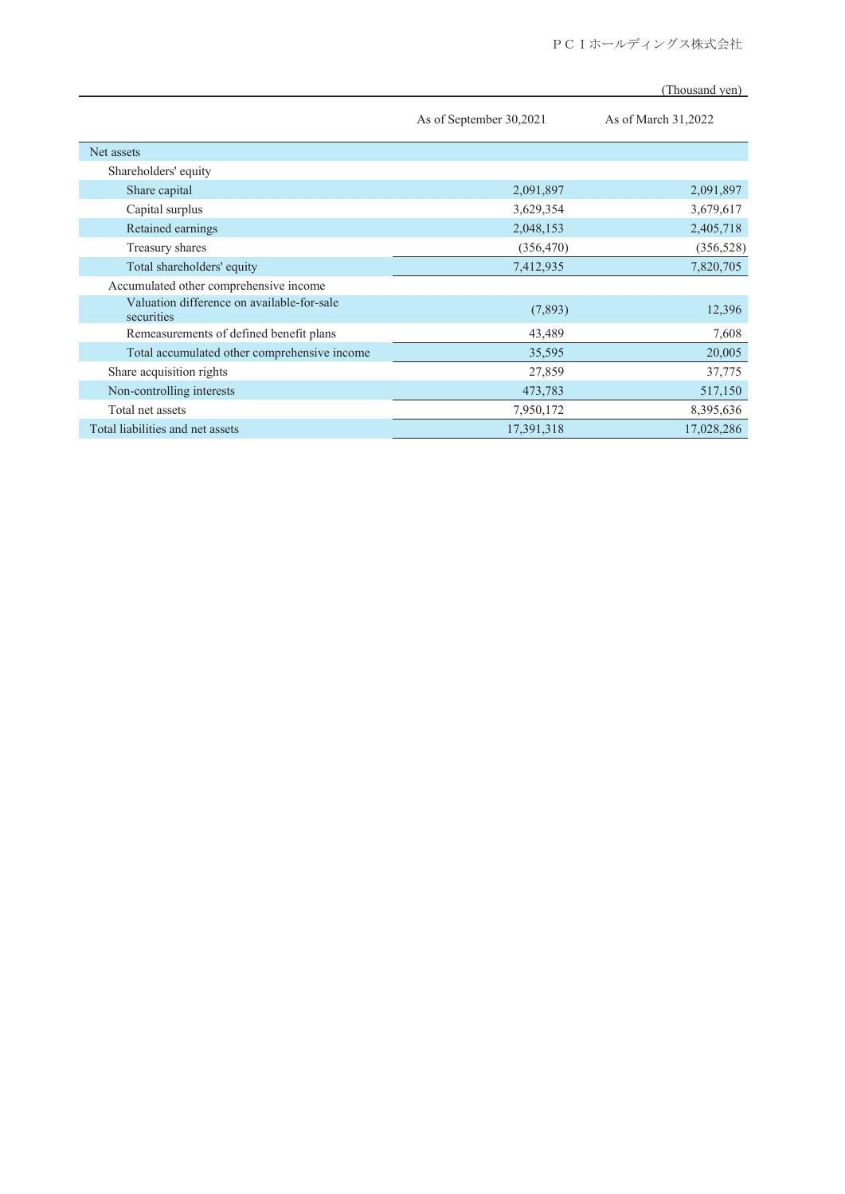(Thousand yen)

| | As of September 30,2021 | As of March 31,2022 |
|---|---|---|
| Net assets | | |
| Shareholders' equity | | |
| Share capital | 2,091,897 | 2,091,897 |
| Capital surplus | 3,629,354 | 3,679,617 |
| Retained earnings | 2,048,153 | 2,405,718 |
| Treasury shares | (356,470) | (356,528) |
| Total shareholders' equity | 7,412,935 | 7,820,705 |
| Accumulated other comprehensive income | | |
| Valuation difference on available-for-sale securities | (7,893) | 12,396 |
| Remeasurements of defined benefit plans | 43,489 | 7,608 |
| Total accumulated other comprehensive income | 35,595 | 20,005 |
| Share acquisition rights | 27,859 | 37,775 |
| Non-controlling interests | 473,783 | 517,150 |
| Total net assets | 7,950,172 | 8,395,636 |
| Total liabilities and net assets | 17,391,318 | 17,028,286 |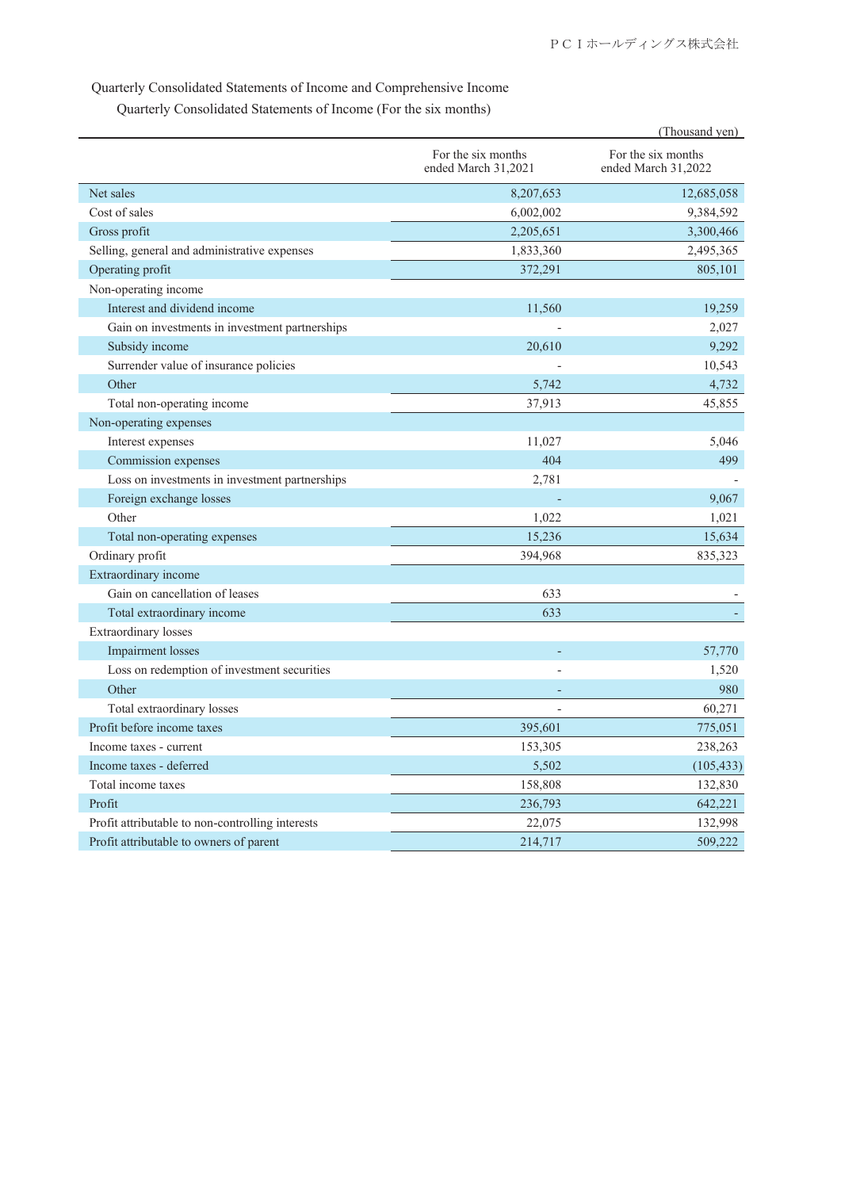Quarterly Consolidated Statements of Income and Comprehensive Income

Quarterly Consolidated Statements of Income (For the six months)

(Thousand yen)

| | For the six months ended March 31,2021 | For the six months ended March 31,2022 |
|---|---|---|
| Net sales | 8,207,653 | 12,685,058 |
| Cost of sales | 6,002,002 | 9,384,592 |
| Gross profit | 2,205,651 | 3,300,466 |
| Selling, general and administrative expenses | 1,833,360 | 2,495,365 |
| Operating profit | 372,291 | 805,101 |
| Non-operating income | | |
| Interest and dividend income | 11,560 | 19,259 |
| Gain on investments in investment partnerships | - | 2,027 |
| Subsidy income | 20,610 | 9,292 |
| Surrender value of insurance policies | - | 10,543 |
| Other | 5,742 | 4,732 |
| Total non-operating income | 37,913 | 45,855 |
| Non-operating expenses | | |
| Interest expenses | 11,027 | 5,046 |
| Commission expenses | 404 | 499 |
| Loss on investments in investment partnerships | 2,781 | - |
| Foreign exchange losses | - | 9,067 |
| Other | 1,022 | 1,021 |
| Total non-operating expenses | 15,236 | 15,634 |
| Ordinary profit | 394,968 | 835,323 |
| Extraordinary income | | |
| Gain on cancellation of leases | 633 | - |
| Total extraordinary income | 633 | - |
| Extraordinary losses | | |
| Impairment losses | - | 57,770 |
| Loss on redemption of investment securities | - | 1,520 |
| Other | - | 980 |
| Total extraordinary losses | - | 60,271 |
| Profit before income taxes | 395,601 | 775,051 |
| Income taxes - current | 153,305 | 238,263 |
| Income taxes - deferred | 5,502 | (105,433) |
| Total income taxes | 158,808 | 132,830 |
| Profit | 236,793 | 642,221 |
| Profit attributable to non-controlling interests | 22,075 | 132,998 |
| Profit attributable to owners of parent | 214,717 | 509,222 |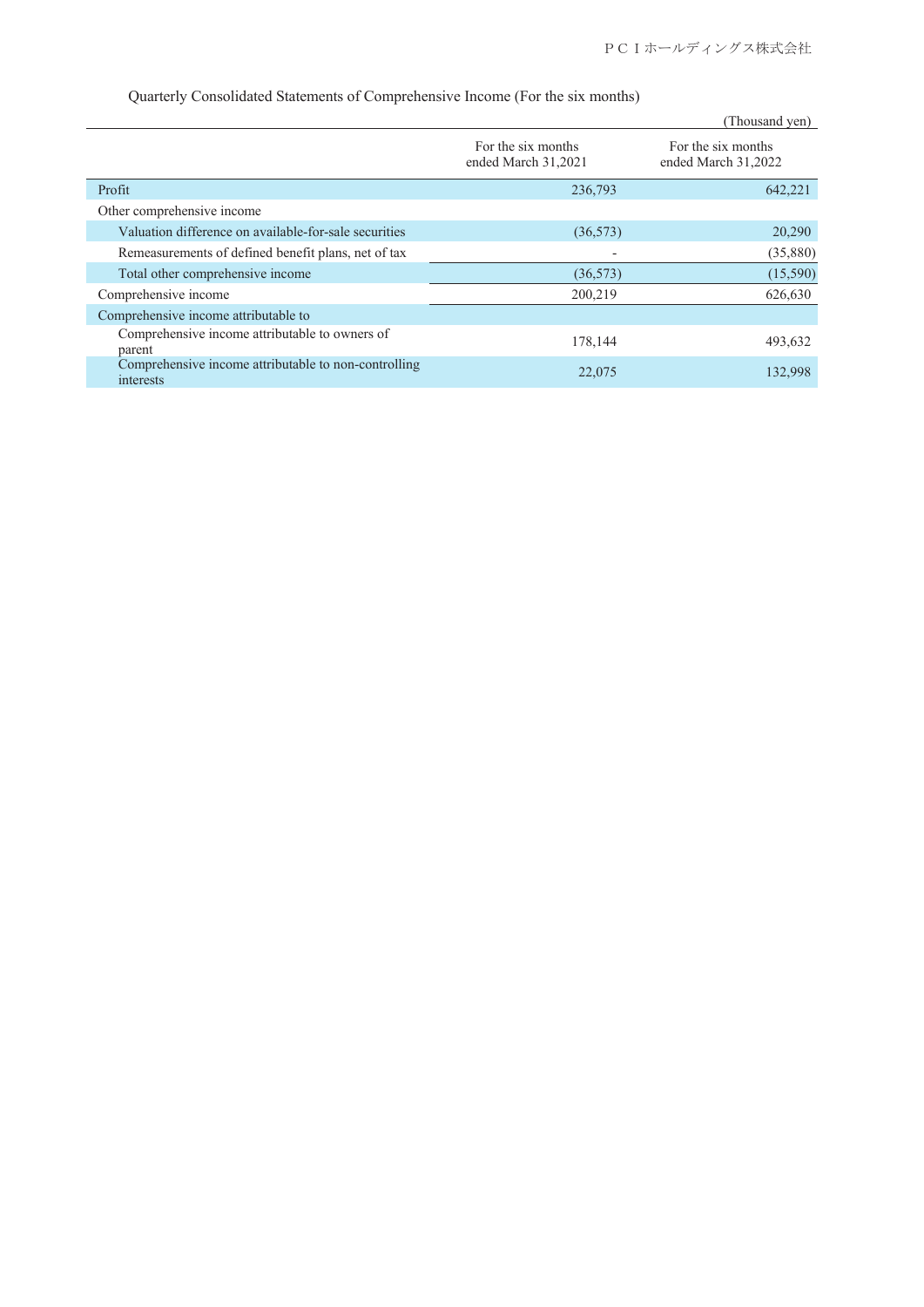Quarterly Consolidated Statements of Comprehensive Income (For the six months)

(Thousand yen)

| | For the six months ended March 31,2021 | For the six months ended March 31,2022 |
|---|---|---|
| Profit | 236,793 | 642,221 |
| Other comprehensive income | | |
| Valuation difference on available-for-sale securities | (36,573) | 20,290 |
| Remeasurements of defined benefit plans, net of tax | - | (35,880) |
| Total other comprehensive income | (36,573) | (15,590) |
| Comprehensive income | 200,219 | 626,630 |
| Comprehensive income attributable to | | |
| Comprehensive income attributable to owners of parent | 178,144 | 493,632 |
| Comprehensive income attributable to non-controlling interests | 22,075 | 132,998 |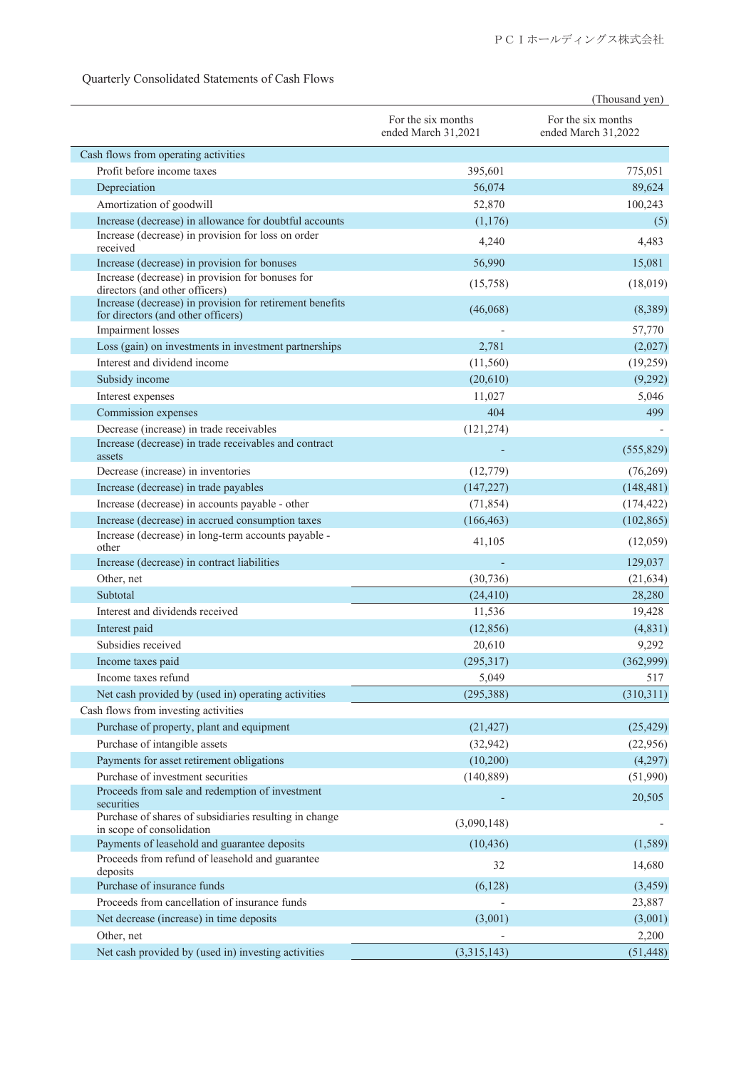Quarterly Consolidated Statements of Cash Flows

(Thousand yen)

| | For the six months ended March 31,2021 | For the six months ended March 31,2022 |
|---|---|---|
| Cash flows from operating activities | | |
| Profit before income taxes | 395,601 | 775,051 |
| Depreciation | 56,074 | 89,624 |
| Amortization of goodwill | 52,870 | 100,243 |
| Increase (decrease) in allowance for doubtful accounts | (1,176) | (5) |
| Increase (decrease) in provision for loss on order received | 4,240 | 4,483 |
| Increase (decrease) in provision for bonuses | 56,990 | 15,081 |
| Increase (decrease) in provision for bonuses for directors (and other officers) | (15,758) | (18,019) |
| Increase (decrease) in provision for retirement benefits for directors (and other officers) | (46,068) | (8,389) |
| Impairment losses | - | 57,770 |
| Loss (gain) on investments in investment partnerships | 2,781 | (2,027) |
| Interest and dividend income | (11,560) | (19,259) |
| Subsidy income | (20,610) | (9,292) |
| Interest expenses | 11,027 | 5,046 |
| Commission expenses | 404 | 499 |
| Decrease (increase) in trade receivables | (121,274) | - |
| Increase (decrease) in trade receivables and contract assets | - | (555,829) |
| Decrease (increase) in inventories | (12,779) | (76,269) |
| Increase (decrease) in trade payables | (147,227) | (148,481) |
| Increase (decrease) in accounts payable - other | (71,854) | (174,422) |
| Increase (decrease) in accrued consumption taxes | (166,463) | (102,865) |
| Increase (decrease) in long-term accounts payable - other | 41,105 | (12,059) |
| Increase (decrease) in contract liabilities | - | 129,037 |
| Other, net | (30,736) | (21,634) |
| Subtotal | (24,410) | 28,280 |
| Interest and dividends received | 11,536 | 19,428 |
| Interest paid | (12,856) | (4,831) |
| Subsidies received | 20,610 | 9,292 |
| Income taxes paid | (295,317) | (362,999) |
| Income taxes refund | 5,049 | 517 |
| Net cash provided by (used in) operating activities | (295,388) | (310,311) |
| Cash flows from investing activities | | |
| Purchase of property, plant and equipment | (21,427) | (25,429) |
| Purchase of intangible assets | (32,942) | (22,956) |
| Payments for asset retirement obligations | (10,200) | (4,297) |
| Purchase of investment securities | (140,889) | (51,990) |
| Proceeds from sale and redemption of investment securities | - | 20,505 |
| Purchase of shares of subsidiaries resulting in change in scope of consolidation | (3,090,148) | - |
| Payments of leasehold and guarantee deposits | (10,436) | (1,589) |
| Proceeds from refund of leasehold and guarantee deposits | 32 | 14,680 |
| Purchase of insurance funds | (6,128) | (3,459) |
| Proceeds from cancellation of insurance funds | - | 23,887 |
| Net decrease (increase) in time deposits | (3,001) | (3,001) |
| Other, net | - | 2,200 |
| Net cash provided by (used in) investing activities | (3,315,143) | (51,448) |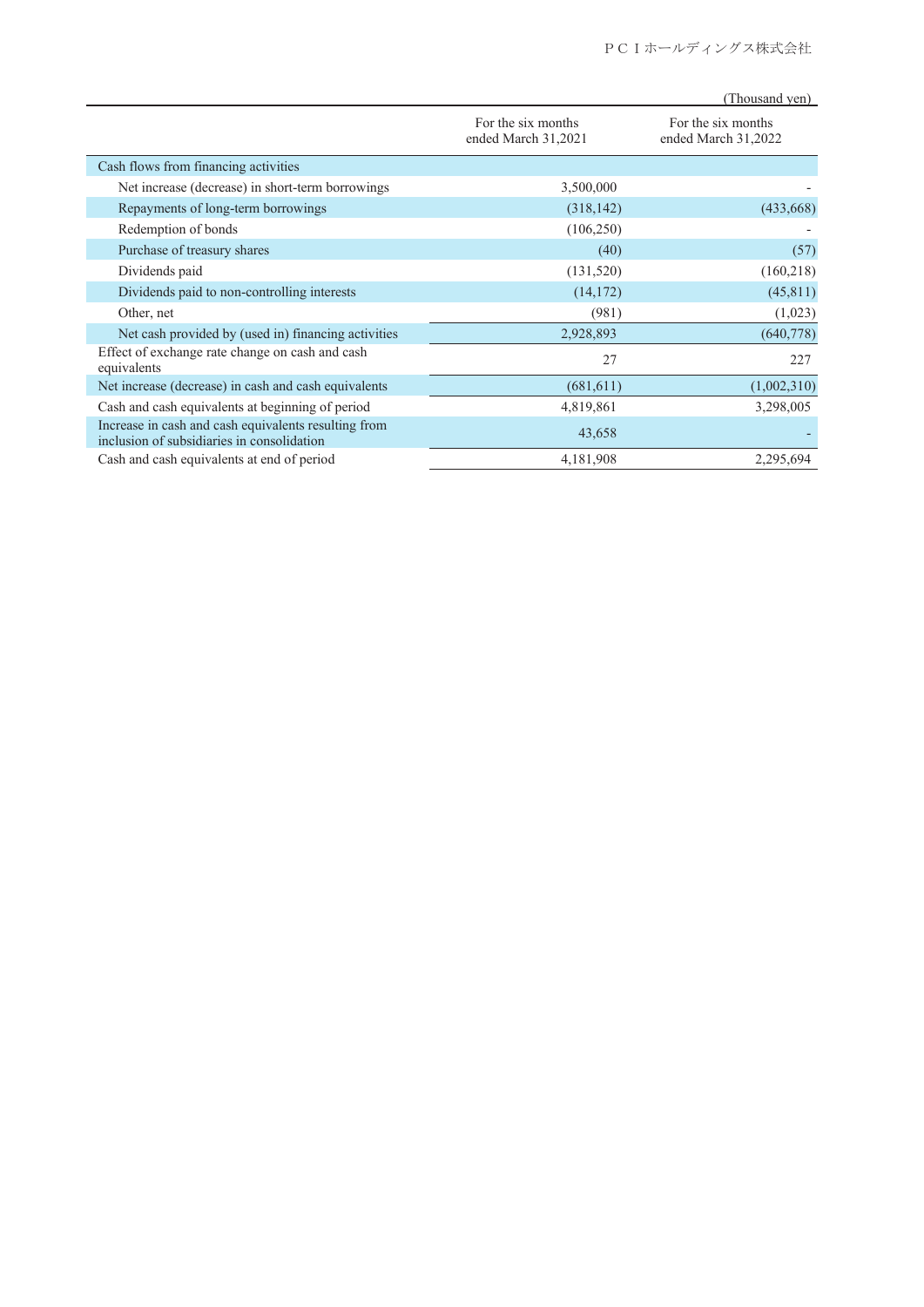(Thousand yen)

| | For the six months ended March 31,2021 | For the six months ended March 31,2022 |
|---|---|---|
| Cash flows from financing activities | | |
| Net increase (decrease) in short-term borrowings | 3,500,000 | - |
| Repayments of long-term borrowings | (318,142) | (433,668) |
| Redemption of bonds | (106,250) | - |
| Purchase of treasury shares | (40) | (57) |
| Dividends paid | (131,520) | (160,218) |
| Dividends paid to non-controlling interests | (14,172) | (45,811) |
| Other, net | (981) | (1,023) |
| Net cash provided by (used in) financing activities | 2,928,893 | (640,778) |
| Effect of exchange rate change on cash and cash equivalents | 27 | 227 |
| Net increase (decrease) in cash and cash equivalents | (681,611) | (1,002,310) |
| Cash and cash equivalents at beginning of period | 4,819,861 | 3,298,005 |
| Increase in cash and cash equivalents resulting from inclusion of subsidiaries in consolidation | 43,658 | - |
| Cash and cash equivalents at end of period | 4,181,908 | 2,295,694 |